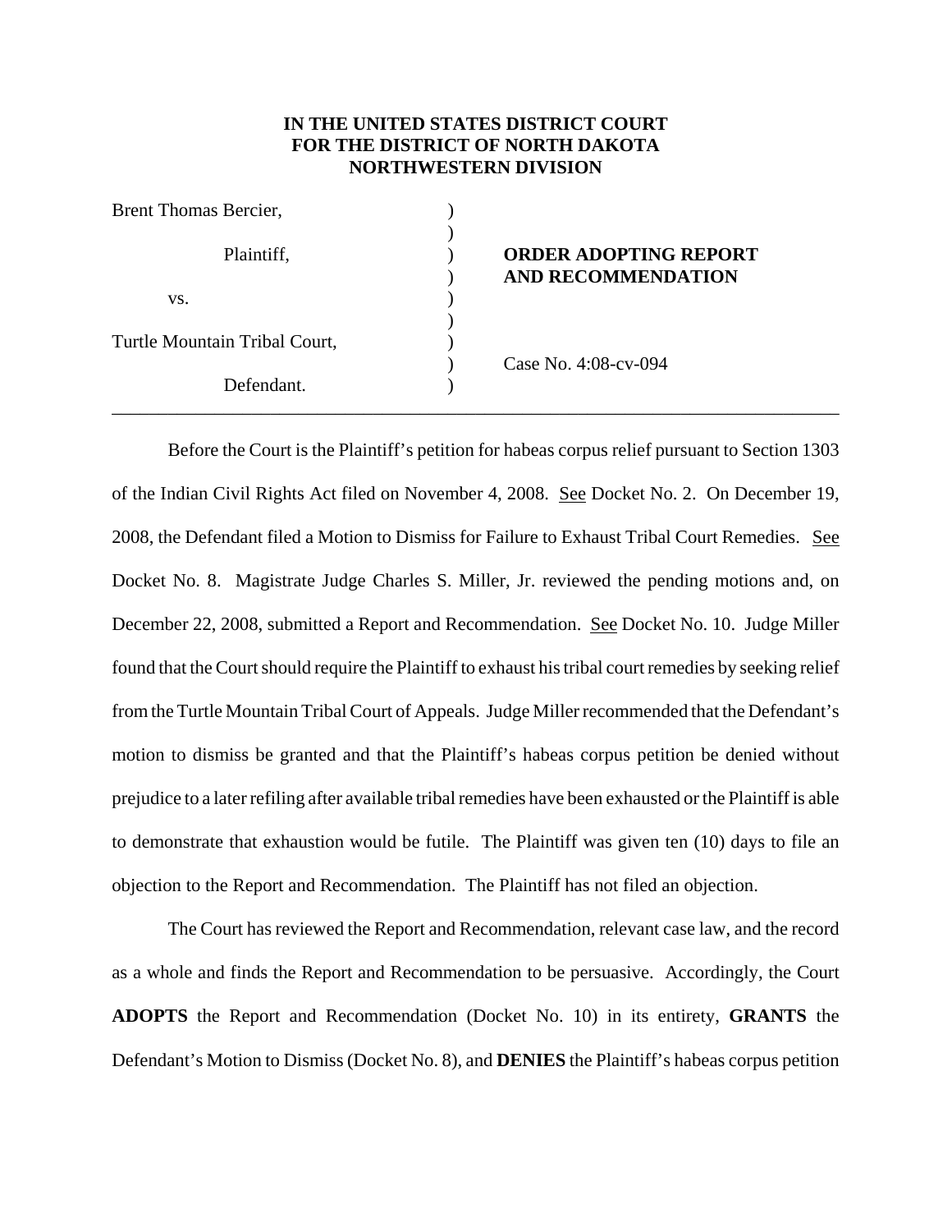**IN THE UNITED STATES DISTRICT COURT**
**FOR THE DISTRICT OF NORTH DAKOTA**
**NORTHWESTERN DIVISION**

| | | |
|---|---|---|
| Brent Thomas Bercier, | ) | |
| | ) | |
| Plaintiff, | ) | **ORDER ADOPTING REPORT** |
| | ) | **AND RECOMMENDATION** |
| vs. | ) | |
| | ) | |
| Turtle Mountain Tribal Court, | ) | |
| | ) | Case No. 4:08-cv-094 |
| Defendant. | ) | |

---

Before the Court is the Plaintiff's petition for habeas corpus relief pursuant to Section 1303 of the Indian Civil Rights Act filed on November 4, 2008. See Docket No. 2. On December 19, 2008, the Defendant filed a Motion to Dismiss for Failure to Exhaust Tribal Court Remedies. See Docket No. 8. Magistrate Judge Charles S. Miller, Jr. reviewed the pending motions and, on December 22, 2008, submitted a Report and Recommendation. See Docket No. 10. Judge Miller found that the Court should require the Plaintiff to exhaust his tribal court remedies by seeking relief from the Turtle Mountain Tribal Court of Appeals. Judge Miller recommended that the Defendant's motion to dismiss be granted and that the Plaintiff's habeas corpus petition be denied without prejudice to a later refiling after available tribal remedies have been exhausted or the Plaintiff is able to demonstrate that exhaustion would be futile. The Plaintiff was given ten (10) days to file an objection to the Report and Recommendation. The Plaintiff has not filed an objection.

The Court has reviewed the Report and Recommendation, relevant case law, and the record as a whole and finds the Report and Recommendation to be persuasive. Accordingly, the Court **ADOPTS** the Report and Recommendation (Docket No. 10) in its entirety, **GRANTS** the Defendant's Motion to Dismiss (Docket No. 8), and **DENIES** the Plaintiff's habeas corpus petition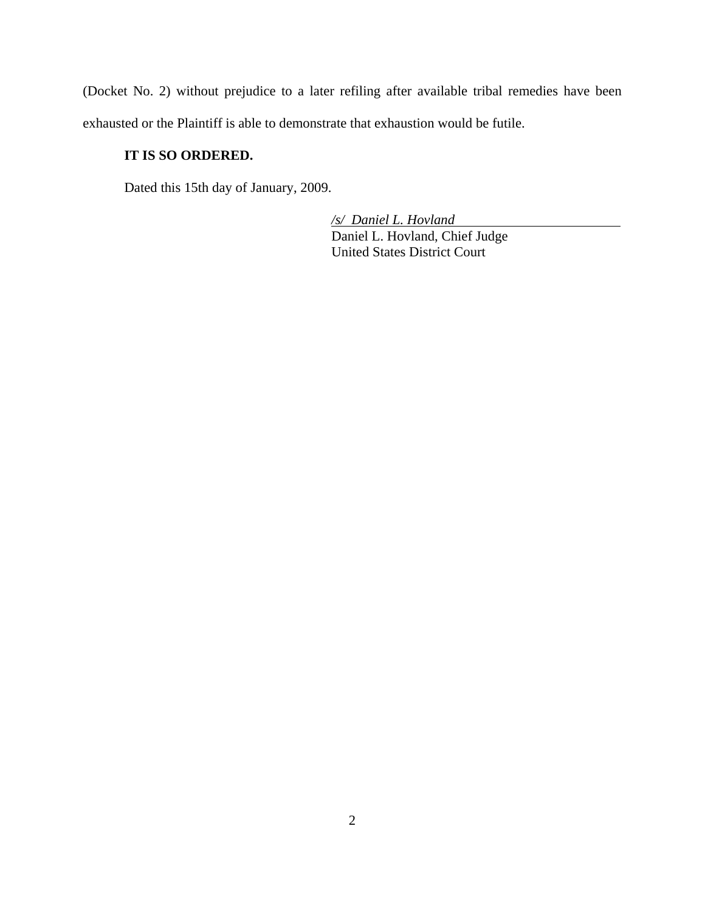(Docket No. 2) without prejudice to a later refiling after available tribal remedies have been exhausted or the Plaintiff is able to demonstrate that exhaustion would be futile.

**IT IS SO ORDERED.**

Dated this 15th day of January, 2009.

*/s/ Daniel L. Hovland*
Daniel L. Hovland, Chief Judge
United States District Court